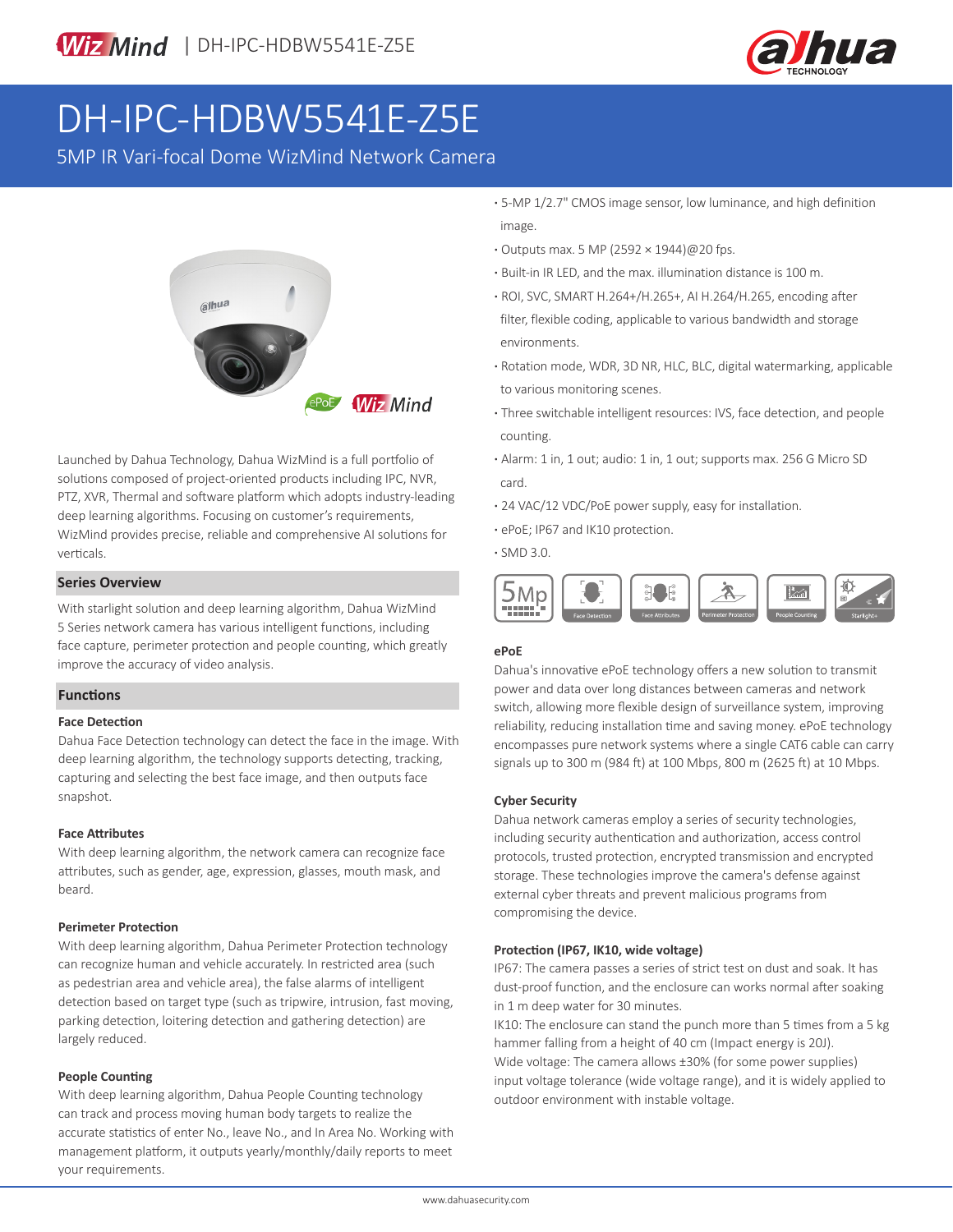# DH-IPC-HDBW5541E-Z5E

5MP IR Vari-focal Dome WizMind Network Camera

- 5-MP 1/2.7" CMOS image sensor, low luminance, and high definition image.
- Outputs max. 5 MP (2592 × 1944)@20 fps.
- Built-in IR LED, and the max. illumination distance is 100 m.
- ROI, SVC, SMART H.264+/H.265+, AI H.264/H.265, encoding after filter, flexible coding, applicable to various bandwidth and storage environments.
- Rotation mode, WDR, 3D NR, HLC, BLC, digital watermarking, applicable to various monitoring scenes.
- Three switchable intelligent resources: IVS, face detection, and people counting.
- Alarm: 1 in, 1 out; audio: 1 in, 1 out; supports max. 256 G Micro SD card.
- 24 VAC/12 VDC/PoE power supply, easy for installation.
- ePoE; IP67 and IK10 protection.
- SMD 3.0.

Launched by Dahua Technology, Dahua WizMind is a full portfolio of solutions composed of project-oriented products including IPC, NVR, PTZ, XVR, Thermal and software platform which adopts industry-leading deep learning algorithms. Focusing on customer's requirements, WizMind provides precise, reliable and comprehensive AI solutions for verticals.

## Series Overview

With starlight solution and deep learning algorithm, Dahua WizMind 5 Series network camera has various intelligent functions, including face capture, perimeter protection and people counting, which greatly improve the accuracy of video analysis.

## Functions

### Face Detection

Dahua Face Detection technology can detect the face in the image. With deep learning algorithm, the technology supports detecting, tracking, capturing and selecting the best face image, and then outputs face snapshot.

### Face Attributes

With deep learning algorithm, the network camera can recognize face attributes, such as gender, age, expression, glasses, mouth mask, and beard.

### Perimeter Protection

With deep learning algorithm, Dahua Perimeter Protection technology can recognize human and vehicle accurately. In restricted area (such as pedestrian area and vehicle area), the false alarms of intelligent detection based on target type (such as tripwire, intrusion, fast moving, parking detection, loitering detection and gathering detection) are largely reduced.

### People Counting

With deep learning algorithm, Dahua People Counting technology can track and process moving human body targets to realize the accurate statistics of enter No., leave No., and In Area No. Working with management platform, it outputs yearly/monthly/daily reports to meet your requirements.

### ePoE

Dahua's innovative ePoE technology offers a new solution to transmit power and data over long distances between cameras and network switch, allowing more flexible design of surveillance system, improving reliability, reducing installation time and saving money. ePoE technology encompasses pure network systems where a single CAT6 cable can carry signals up to 300 m (984 ft) at 100 Mbps, 800 m (2625 ft) at 10 Mbps.

### Cyber Security

Dahua network cameras employ a series of security technologies, including security authentication and authorization, access control protocols, trusted protection, encrypted transmission and encrypted storage. These technologies improve the camera's defense against external cyber threats and prevent malicious programs from compromising the device.

### Protection (IP67, IK10, wide voltage)

IP67: The camera passes a series of strict test on dust and soak. It has dust-proof function, and the enclosure can works normal after soaking in 1 m deep water for 30 minutes.

IK10: The enclosure can stand the punch more than 5 times from a 5 kg hammer falling from a height of 40 cm (Impact energy is 20J).

Wide voltage: The camera allows ±30% (for some power supplies) input voltage tolerance (wide voltage range), and it is widely applied to outdoor environment with instable voltage.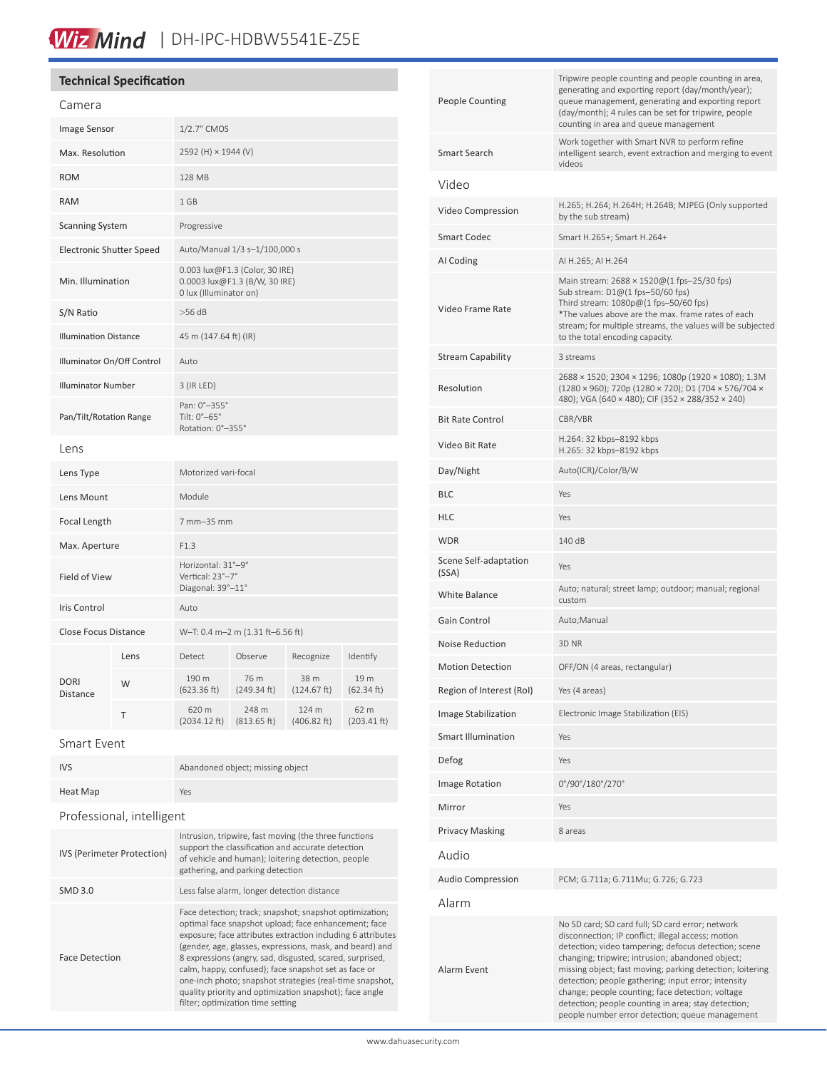## Technical Specification

### Camera

| | |
|---|---|
| Image Sensor | 1/2.7" CMOS |
| Max. Resolution | 2592 (H) × 1944 (V) |
| ROM | 128 MB |
| RAM | 1 GB |
| Scanning System | Progressive |
| Electronic Shutter Speed | Auto/Manual 1/3 s–1/100,000 s |
| Min. Illumination | 0.003 lux@F1.3 (Color, 30 IRE)<br>0.0003 lux@F1.3 (B/W, 30 IRE)<br>0 lux (Illuminator on) |
| S/N Ratio | >56 dB |
| Illumination Distance | 45 m (147.64 ft) (IR) |
| Illuminator On/Off Control | Auto |
| Illuminator Number | 3 (IR LED) |
| Pan/Tilt/Rotation Range | Pan: 0°–355°<br>Tilt: 0°–65°<br>Rotation: 0°–355° |

### Lens

| | | | | | |
|---|---|---|---|---|---|
| Lens Type | Motorized vari-focal | | | | |
| Lens Mount | Module | | | | |
| Focal Length | 7 mm–35 mm | | | | |
| Max. Aperture | F1.3 | | | | |
| Field of View | Horizontal: 31°–9°<br>Vertical: 23°–7°<br>Diagonal: 39°–11° | | | | |
| Iris Control | Auto | | | | |
| Close Focus Distance | W–T: 0.4 m–2 m (1.31 ft–6.56 ft) | | | | |
| DORI Distance | Lens | Detect | Observe | Recognize | Identify |
| | W | 190 m (623.36 ft) | 76 m (249.34 ft) | 38 m (124.67 ft) | 19 m (62.34 ft) |
| | T | 620 m (2034.12 ft) | 248 m (813.65 ft) | 124 m (406.82 ft) | 62 m (203.41 ft) |

### Smart Event

| | |
|---|---|
| IVS | Abandoned object; missing object |
| Heat Map | Yes |

### Professional, intelligent

| | |
|---|---|
| IVS (Perimeter Protection) | Intrusion, tripwire, fast moving (the three functions support the classification and accurate detection of vehicle and human); loitering detection, people gathering, and parking detection |
| SMD 3.0 | Less false alarm, longer detection distance |
| Face Detection | Face detection; track; snapshot; snapshot optimization; optimal face snapshot upload; face enhancement; face exposure; face attributes extraction including 6 attributes (gender, age, glasses, expressions, mask, and beard) and 8 expressions (angry, sad, disgusted, scared, surprised, calm, happy, confused); face snapshot set as face or one-inch photo; snapshot strategies (real-time snapshot, quality priority and optimization snapshot); face angle filter; optimization time setting |
| People Counting | Tripwire people counting and people counting in area, generating and exporting report (day/month/year); queue management, generating and exporting report (day/month); 4 rules can be set for tripwire, people counting in area and queue management |
| Smart Search | Work together with Smart NVR to perform refine intelligent search, event extraction and merging to event videos |

### Video

| | |
|---|---|
| Video Compression | H.265; H.264; H.264H; H.264B; MJPEG (Only supported by the sub stream) |
| Smart Codec | Smart H.265+; Smart H.264+ |
| AI Coding | AI H.265; AI H.264 |
| Video Frame Rate | Main stream: 2688 × 1520@(1 fps–25/30 fps)<br>Sub stream: D1@(1 fps–50/60 fps)<br>Third stream: 1080p@(1 fps–50/60 fps)<br>*The values above are the max. frame rates of each stream; for multiple streams, the values will be subjected to the total encoding capacity. |
| Stream Capability | 3 streams |
| Resolution | 2688 × 1520; 2304 × 1296; 1080p (1920 × 1080); 1.3M (1280 × 960); 720p (1280 × 720); D1 (704 × 576/704 × 480); VGA (640 × 480); CIF (352 × 288/352 × 240) |
| Bit Rate Control | CBR/VBR |
| Video Bit Rate | H.264: 32 kbps–8192 kbps<br>H.265: 32 kbps–8192 kbps |
| Day/Night | Auto(ICR)/Color/B/W |
| BLC | Yes |
| HLC | Yes |
| WDR | 140 dB |
| Scene Self-adaptation (SSA) | Yes |
| White Balance | Auto; natural; street lamp; outdoor; manual; regional custom |
| Gain Control | Auto;Manual |
| Noise Reduction | 3D NR |
| Motion Detection | OFF/ON (4 areas, rectangular) |
| Region of Interest (RoI) | Yes (4 areas) |
| Image Stabilization | Electronic Image Stabilization (EIS) |
| Smart Illumination | Yes |
| Defog | Yes |
| Image Rotation | 0°/90°/180°/270° |
| Mirror | Yes |
| Privacy Masking | 8 areas |

### Audio

| | |
|---|---|
| Audio Compression | PCM; G.711a; G.711Mu; G.726; G.723 |

### Alarm

| | |
|---|---|
| Alarm Event | No SD card; SD card full; SD card error; network disconnection; IP conflict; illegal access; motion detection; video tampering; defocus detection; scene changing; tripwire; intrusion; abandoned object; missing object; fast moving; parking detection; loitering detection; people gathering; input error; intensity change; people counting; face detection; voltage detection; people counting in area; stay detection; people number error detection; queue management |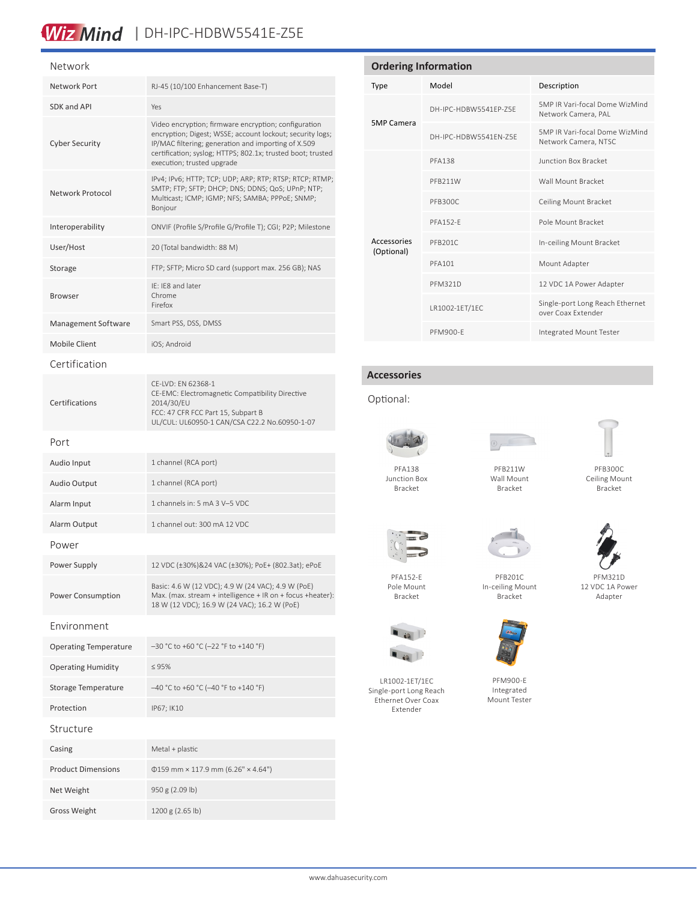## Network

| | |
|---|---|
| Network Port | RJ-45 (10/100 Enhancement Base-T) |
| SDK and API | Yes |
| Cyber Security | Video encryption; firmware encryption; configuration encryption; Digest; WSSE; account lockout; security logs; IP/MAC filtering; generation and importing of X.509 certification; syslog; HTTPS; 802.1x; trusted boot; trusted execution; trusted upgrade |
| Network Protocol | IPv4; IPv6; HTTP; TCP; UDP; ARP; RTP; RTSP; RTCP; RTMP; SMTP; FTP; SFTP; DHCP; DNS; DDNS; QoS; UPnP; NTP; Multicast; ICMP; IGMP; NFS; SAMBA; PPPoE; SNMP; Bonjour |
| Interoperability | ONVIF (Profile S/Profile G/Profile T); CGI; P2P; Milestone |
| User/Host | 20 (Total bandwidth: 88 M) |
| Storage | FTP; SFTP; Micro SD card (support max. 256 GB); NAS |
| Browser | IE: IE8 and later<br>Chrome<br>Firefox |
| Management Software | Smart PSS, DSS, DMSS |
| Mobile Client | iOS; Android |

## Certification

| | |
|---|---|
| Certifications | CE-LVD: EN 62368-1<br>CE-EMC: Electromagnetic Compatibility Directive 2014/30/EU<br>FCC: 47 CFR FCC Part 15, Subpart B<br>UL/CUL: UL60950-1 CAN/CSA C22.2 No.60950-1-07 |

## Port

| | |
|---|---|
| Audio Input | 1 channel (RCA port) |
| Audio Output | 1 channel (RCA port) |
| Alarm Input | 1 channels in: 5 mA 3 V–5 VDC |
| Alarm Output | 1 channel out: 300 mA 12 VDC |

## Power

| | |
|---|---|
| Power Supply | 12 VDC (±30%)&24 VAC (±30%); PoE+ (802.3at); ePoE |
| Power Consumption | Basic: 4.6 W (12 VDC); 4.9 W (24 VAC); 4.9 W (PoE)<br>Max. (max. stream + intelligence + IR on + focus +heater): 18 W (12 VDC); 16.9 W (24 VAC); 16.2 W (PoE) |

## Environment

| | |
|---|---|
| Operating Temperature | –30 °C to +60 °C (–22 °F to +140 °F) |
| Operating Humidity | ≤ 95% |
| Storage Temperature | –40 °C to +60 °C (–40 °F to +140 °F) |
| Protection | IP67; IK10 |

## Structure

| | |
|---|---|
| Casing | Metal + plastic |
| Product Dimensions | Φ159 mm × 117.9 mm (6.26" × 4.64") |
| Net Weight | 950 g (2.09 lb) |
| Gross Weight | 1200 g (2.65 lb) |

## Ordering Information

| Type | Model | Description |
|---|---|---|
| 5MP Camera | DH-IPC-HDBW5541EP-Z5E | 5MP IR Vari-focal Dome WizMind Network Camera, PAL |
| | DH-IPC-HDBW5541EN-Z5E | 5MP IR Vari-focal Dome WizMind Network Camera, NTSC |
| Accessories (Optional) | PFA138 | Junction Box Bracket |
| | PFB211W | Wall Mount Bracket |
| | PFB300C | Ceiling Mount Bracket |
| | PFA152-E | Pole Mount Bracket |
| | PFB201C | In-ceiling Mount Bracket |
| | PFA101 | Mount Adapter |
| | PFM321D | 12 VDC 1A Power Adapter |
| | LR1002-1ET/1EC | Single-port Long Reach Ethernet over Coax Extender |
| | PFM900-E | Integrated Mount Tester |

## Accessories

Optional:

PFA138
Junction Box Bracket

PFB211W
Wall Mount Bracket

PFB300C
Ceiling Mount Bracket

PFA152-E
Pole Mount Bracket

PFB201C
In-ceiling Mount Bracket

PFM321D
12 VDC 1A Power Adapter

LR1002-1ET/1EC
Single-port Long Reach Ethernet Over Coax Extender

PFM900-E
Integrated Mount Tester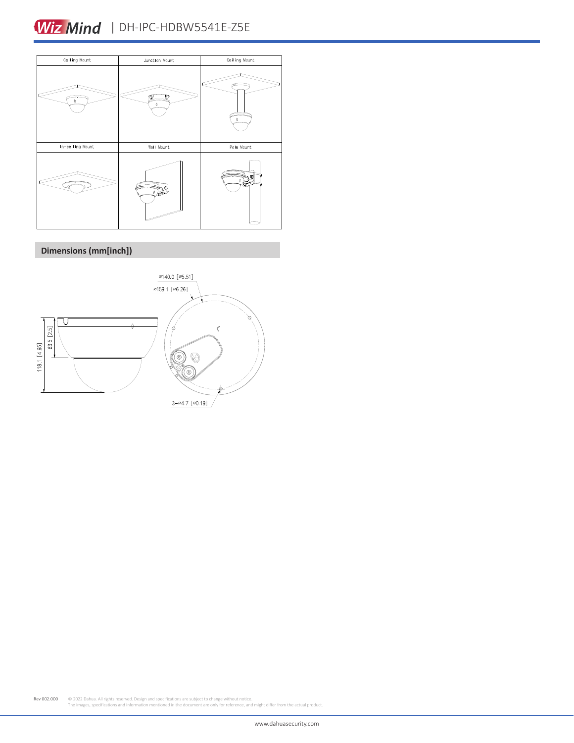| Ceiling Mount | Junction Mount | Ceiling Mount |
|---|---|---|
| | | |
| In-ceiling Mount | Wall Mount | Pole Mount |
| | | |

## Dimensions (mm[inch])

ø140.0 [ø5.51]

ø159.1 [ø6.26]

118.1 [4.65]

63.5 [2.5]

3-ø4.7 [ø0.19]

Rev 002.000

© 2022 Dahua. All rights reserved. Design and specifications are subject to change without notice.
The images, specifications and information mentioned in the document are only for reference, and might differ from the actual product.

www.dahuasecurity.com